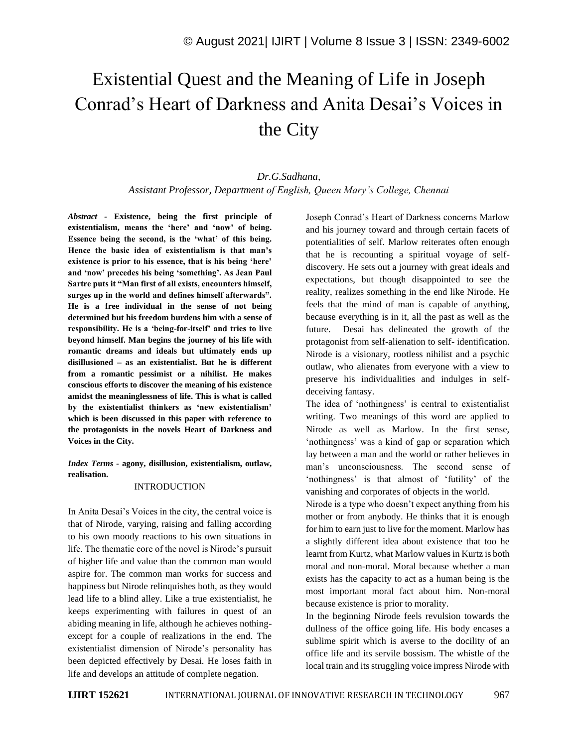# Existential Quest and the Meaning of Life in Joseph Conrad's Heart of Darkness and Anita Desai's Voices in the City

*Dr.G.Sadhana,*

*Assistant Professor, Department of English, Queen Mary's College, Chennai*

***Abstract* - Existence, being the first principle of existentialism, means the 'here' and 'now' of being. Essence being the second, is the 'what' of this being. Hence the basic idea of existentialism is that man's existence is prior to his essence, that is his being 'here' and 'now' precedes his being 'something'. As Jean Paul Sartre puts it "Man first of all exists, encounters himself, surges up in the world and defines himself afterwards". He is a free individual in the sense of not being determined but his freedom burdens him with a sense of responsibility. He is a 'being-for-itself' and tries to live beyond himself. Man begins the journey of his life with romantic dreams and ideals but ultimately ends up disillusioned – as an existentialist. But he is different from a romantic pessimist or a nihilist. He makes conscious efforts to discover the meaning of his existence amidst the meaninglessness of life. This is what is called by the existentialist thinkers as 'new existentialism' which is been discussed in this paper with reference to the protagonists in the novels Heart of Darkness and Voices in the City.**

***Index Terms* - agony, disillusion, existentialism, outlaw, realisation.**

## INTRODUCTION

In Anita Desai's Voices in the city, the central voice is that of Nirode, varying, raising and falling according to his own moody reactions to his own situations in life. The thematic core of the novel is Nirode's pursuit of higher life and value than the common man would aspire for. The common man works for success and happiness but Nirode relinquishes both, as they would lead life to a blind alley. Like a true existentialist, he keeps experimenting with failures in quest of an abiding meaning in life, although he achieves nothing-except for a couple of realizations in the end. The existentialist dimension of Nirode's personality has been depicted effectively by Desai. He loses faith in life and develops an attitude of complete negation.

Joseph Conrad's Heart of Darkness concerns Marlow and his journey toward and through certain facets of potentialities of self. Marlow reiterates often enough that he is recounting a spiritual voyage of self-discovery. He sets out a journey with great ideals and expectations, but though disappointed to see the reality, realizes something in the end like Nirode. He feels that the mind of man is capable of anything, because everything is in it, all the past as well as the future. Desai has delineated the growth of the protagonist from self-alienation to self- identification. Nirode is a visionary, rootless nihilist and a psychic outlaw, who alienates from everyone with a view to preserve his individualities and indulges in self-deceiving fantasy.

The idea of 'nothingness' is central to existentialist writing. Two meanings of this word are applied to Nirode as well as Marlow. In the first sense, 'nothingness' was a kind of gap or separation which lay between a man and the world or rather believes in man's unconsciousness. The second sense of 'nothingness' is that almost of 'futility' of the vanishing and corporates of objects in the world.

Nirode is a type who doesn't expect anything from his mother or from anybody. He thinks that it is enough for him to earn just to live for the moment. Marlow has a slightly different idea about existence that too he learnt from Kurtz, what Marlow values in Kurtz is both moral and non-moral. Moral because whether a man exists has the capacity to act as a human being is the most important moral fact about him. Non-moral because existence is prior to morality.

In the beginning Nirode feels revulsion towards the dullness of the office going life. His body encases a sublime spirit which is averse to the docility of an office life and its servile bossism. The whistle of the local train and its struggling voice impress Nirode with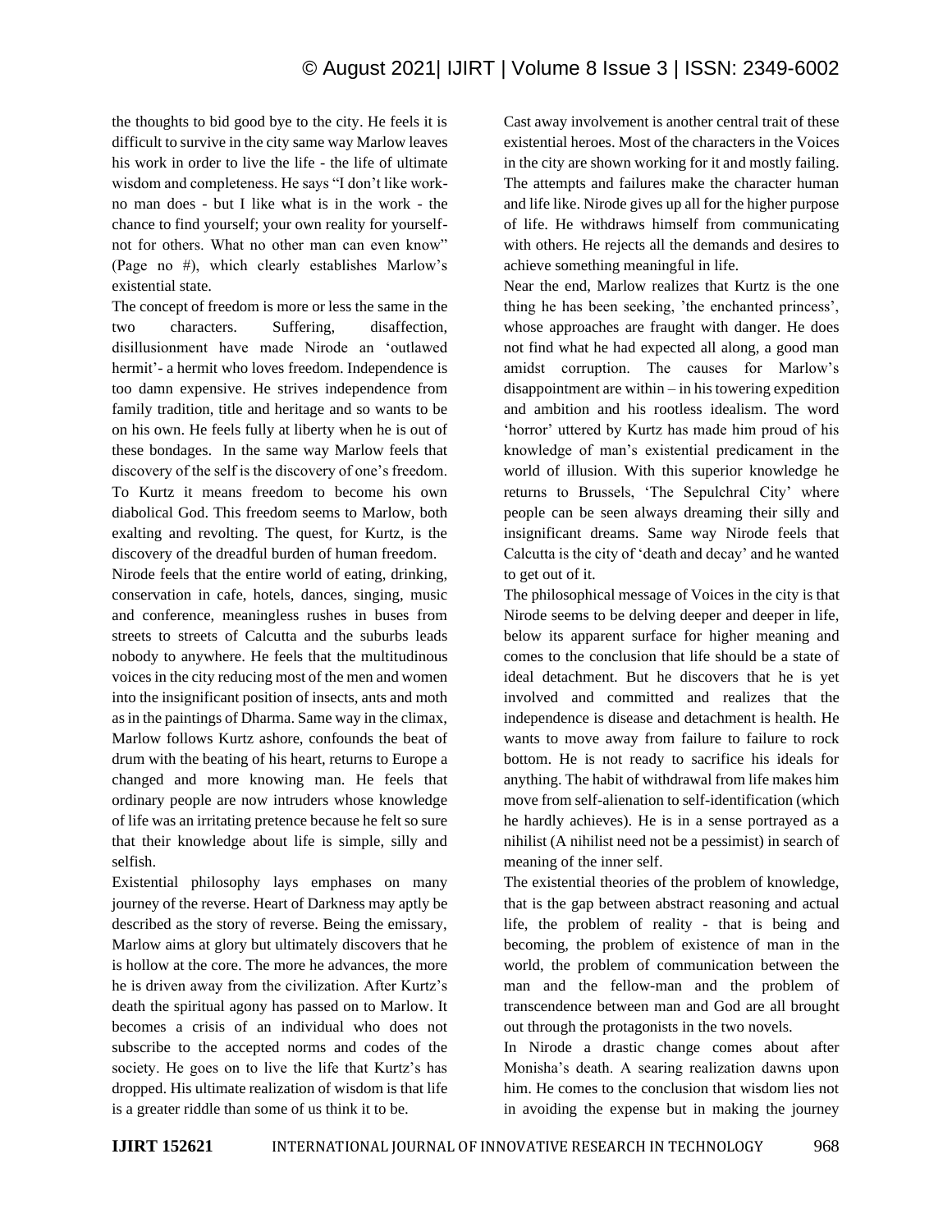the thoughts to bid good bye to the city. He feels it is difficult to survive in the city same way Marlow leaves his work in order to live the life - the life of ultimate wisdom and completeness. He says "I don't like work- no man does - but I like what is in the work - the chance to find yourself; your own reality for yourself- not for others. What no other man can even know" (Page no #), which clearly establishes Marlow's existential state.

The concept of freedom is more or less the same in the two characters. Suffering, disaffection, disillusionment have made Nirode an 'outlawed hermit'- a hermit who loves freedom. Independence is too damn expensive. He strives independence from family tradition, title and heritage and so wants to be on his own. He feels fully at liberty when he is out of these bondages. In the same way Marlow feels that discovery of the self is the discovery of one's freedom. To Kurtz it means freedom to become his own diabolical God. This freedom seems to Marlow, both exalting and revolting. The quest, for Kurtz, is the discovery of the dreadful burden of human freedom.

Nirode feels that the entire world of eating, drinking, conservation in cafe, hotels, dances, singing, music and conference, meaningless rushes in buses from streets to streets of Calcutta and the suburbs leads nobody to anywhere. He feels that the multitudinous voices in the city reducing most of the men and women into the insignificant position of insects, ants and moth as in the paintings of Dharma. Same way in the climax, Marlow follows Kurtz ashore, confounds the beat of drum with the beating of his heart, returns to Europe a changed and more knowing man. He feels that ordinary people are now intruders whose knowledge of life was an irritating pretence because he felt so sure that their knowledge about life is simple, silly and selfish.

Existential philosophy lays emphases on many journey of the reverse. Heart of Darkness may aptly be described as the story of reverse. Being the emissary, Marlow aims at glory but ultimately discovers that he is hollow at the core. The more he advances, the more he is driven away from the civilization. After Kurtz's death the spiritual agony has passed on to Marlow. It becomes a crisis of an individual who does not subscribe to the accepted norms and codes of the society. He goes on to live the life that Kurtz's has dropped. His ultimate realization of wisdom is that life is a greater riddle than some of us think it to be.

Cast away involvement is another central trait of these existential heroes. Most of the characters in the Voices in the city are shown working for it and mostly failing. The attempts and failures make the character human and life like. Nirode gives up all for the higher purpose of life. He withdraws himself from communicating with others. He rejects all the demands and desires to achieve something meaningful in life.

Near the end, Marlow realizes that Kurtz is the one thing he has been seeking, 'the enchanted princess', whose approaches are fraught with danger. He does not find what he had expected all along, a good man amidst corruption. The causes for Marlow's disappointment are within – in his towering expedition and ambition and his rootless idealism. The word 'horror' uttered by Kurtz has made him proud of his knowledge of man's existential predicament in the world of illusion. With this superior knowledge he returns to Brussels, 'The Sepulchral City' where people can be seen always dreaming their silly and insignificant dreams. Same way Nirode feels that Calcutta is the city of 'death and decay' and he wanted to get out of it.

The philosophical message of Voices in the city is that Nirode seems to be delving deeper and deeper in life, below its apparent surface for higher meaning and comes to the conclusion that life should be a state of ideal detachment. But he discovers that he is yet involved and committed and realizes that the independence is disease and detachment is health. He wants to move away from failure to failure to rock bottom. He is not ready to sacrifice his ideals for anything. The habit of withdrawal from life makes him move from self-alienation to self-identification (which he hardly achieves). He is in a sense portrayed as a nihilist (A nihilist need not be a pessimist) in search of meaning of the inner self.

The existential theories of the problem of knowledge, that is the gap between abstract reasoning and actual life, the problem of reality - that is being and becoming, the problem of existence of man in the world, the problem of communication between the man and the fellow-man and the problem of transcendence between man and God are all brought out through the protagonists in the two novels.

In Nirode a drastic change comes about after Monisha's death. A searing realization dawns upon him. He comes to the conclusion that wisdom lies not in avoiding the expense but in making the journey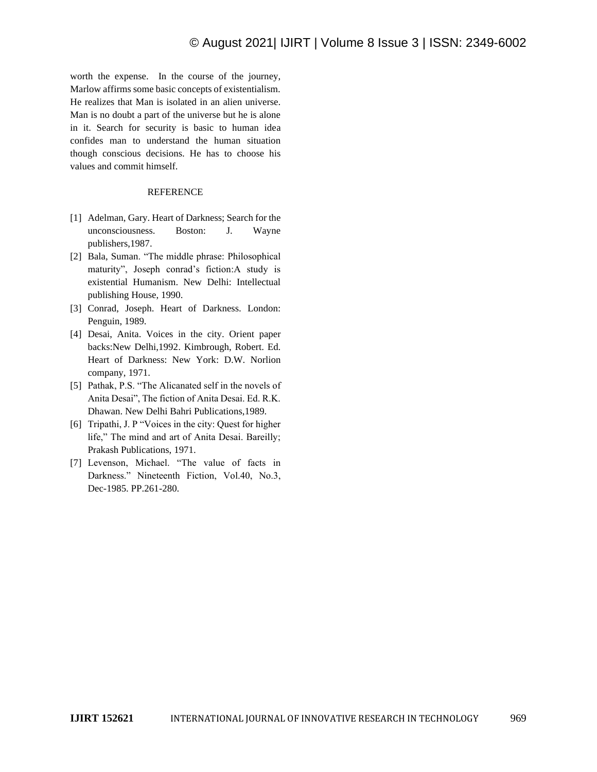worth the expense. In the course of the journey, Marlow affirms some basic concepts of existentialism. He realizes that Man is isolated in an alien universe. Man is no doubt a part of the universe but he is alone in it. Search for security is basic to human idea confides man to understand the human situation though conscious decisions. He has to choose his values and commit himself.

## REFERENCE

[1] Adelman, Gary. Heart of Darkness; Search for the unconsciousness. Boston: J. Wayne publishers,1987.

[2] Bala, Suman. "The middle phrase: Philosophical maturity", Joseph conrad's fiction:A study is existential Humanism. New Delhi: Intellectual publishing House, 1990.

[3] Conrad, Joseph. Heart of Darkness. London: Penguin, 1989.

[4] Desai, Anita. Voices in the city. Orient paper backs:New Delhi,1992. Kimbrough, Robert. Ed. Heart of Darkness: New York: D.W. Norlion company, 1971.

[5] Pathak, P.S. "The Alicanated self in the novels of Anita Desai", The fiction of Anita Desai. Ed. R.K. Dhawan. New Delhi Bahri Publications,1989.

[6] Tripathi, J. P "Voices in the city: Quest for higher life," The mind and art of Anita Desai. Bareilly; Prakash Publications, 1971.

[7] Levenson, Michael. "The value of facts in Darkness." Nineteenth Fiction, Vol.40, No.3, Dec-1985. PP.261-280.